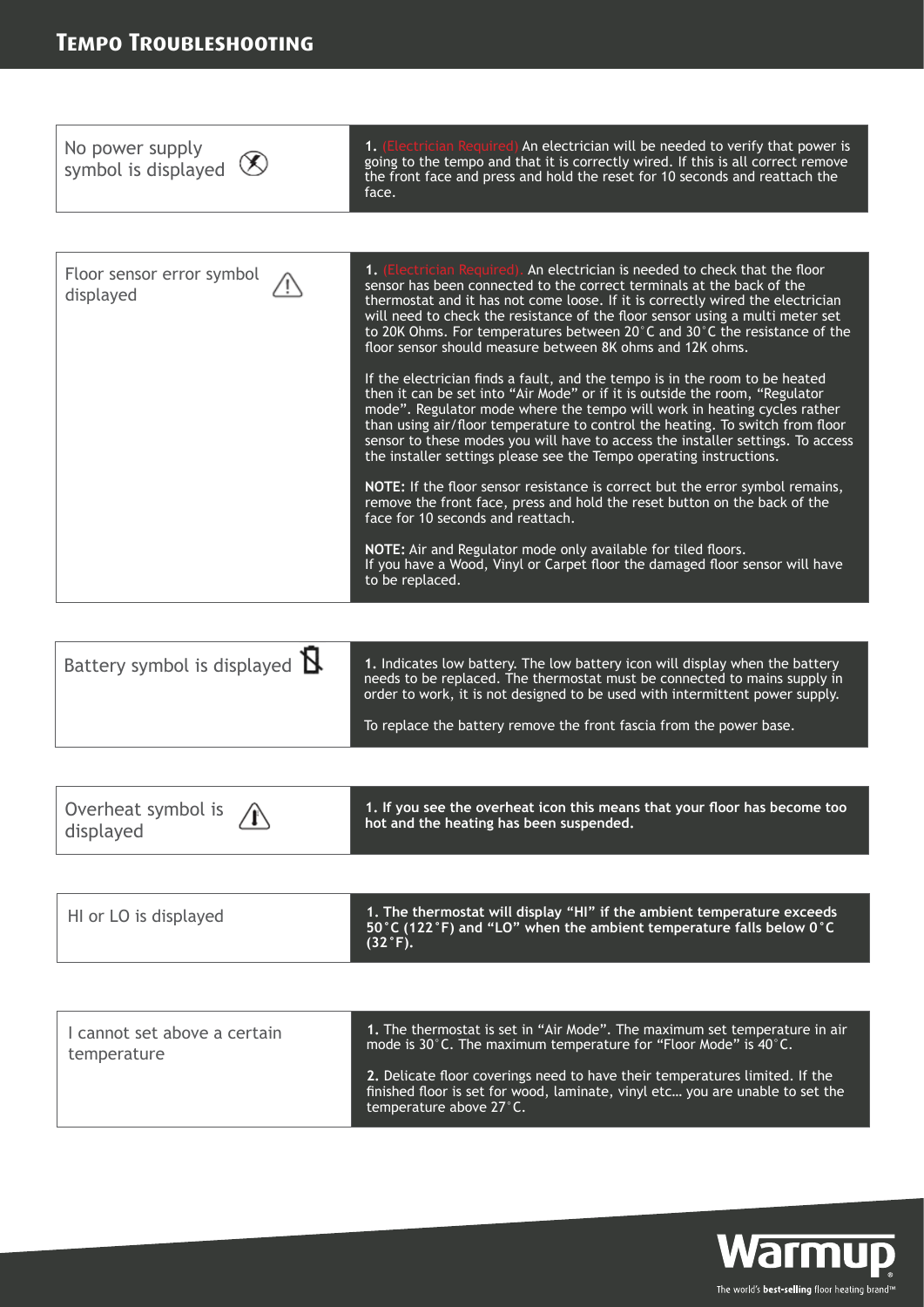# Tempo Troubleshooting

| Problem | Solution |
| --- | --- |
| No power supply symbol is displayed | **1.** (Electrician Required) An electrician will be needed to verify that power is going to the tempo and that it is correctly wired. If this is all correct remove the front face and press and hold the reset for 10 seconds and reattach the face. |
| Floor sensor error symbol displayed | **1.** (Electrician Required). An electrician is needed to check that the floor sensor has been connected to the correct terminals at the back of the thermostat and it has not come loose. If it is correctly wired the electrician will need to check the resistance of the floor sensor using a multi meter set to 20K Ohms. For temperatures between 20˚C and 30˚C the resistance of the floor sensor should measure between 8K ohms and 12K ohms.<br><br>If the electrician finds a fault, and the tempo is in the room to be heated then it can be set into "Air Mode" or if it is outside the room, "Regulator mode". Regulator mode where the tempo will work in heating cycles rather than using air/floor temperature to control the heating. To switch from floor sensor to these modes you will have to access the installer settings. To access the installer settings please see the Tempo operating instructions.<br><br>**NOTE:** If the floor sensor resistance is correct but the error symbol remains, remove the front face, press and hold the reset button on the back of the face for 10 seconds and reattach.<br><br>**NOTE:** Air and Regulator mode only available for tiled floors.<br>If you have a Wood, Vinyl or Carpet floor the damaged floor sensor will have to be replaced. |
| Battery symbol is displayed | **1.** Indicates low battery. The low battery icon will display when the battery needs to be replaced. The thermostat must be connected to mains supply in order to work, it is not designed to be used with intermittent power supply.<br><br>To replace the battery remove the front fascia from the power base. |
| Overheat symbol is displayed | **1. If you see the overheat icon this means that your floor has become too hot and the heating has been suspended.** |
| HI or LO is displayed | **1. The thermostat will display "HI" if the ambient temperature exceeds 50˚C (122˚F) and "LO" when the ambient temperature falls below 0˚C (32˚F).** |
| I cannot set above a certain temperature | **1.** The thermostat is set in "Air Mode". The maximum set temperature in air mode is 30˚C. The maximum temperature for "Floor Mode" is 40˚C.<br><br>**2.** Delicate floor coverings need to have their temperatures limited. If the finished floor is set for wood, laminate, vinyl etc… you are unable to set the temperature above 27˚C. |

Warmup
The world's **best-selling** floor heating brand™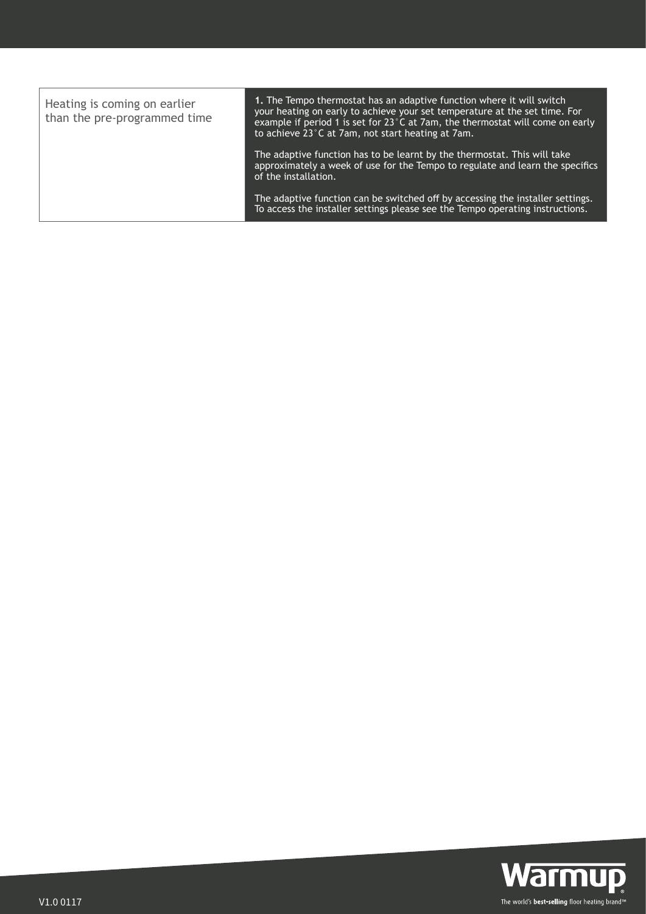| | |
|---|---|
| Heating is coming on earlier than the pre-programmed time | **1.** The Tempo thermostat has an adaptive function where it will switch your heating on early to achieve your set temperature at the set time. For example if period 1 is set for 23°C at 7am, the thermostat will come on early to achieve 23°C at 7am, not start heating at 7am.<br><br>The adaptive function has to be learnt by the thermostat. This will take approximately a week of use for the Tempo to regulate and learn the specifics of the installation.<br><br>The adaptive function can be switched off by accessing the installer settings. To access the installer settings please see the Tempo operating instructions. |

V1.0 0117